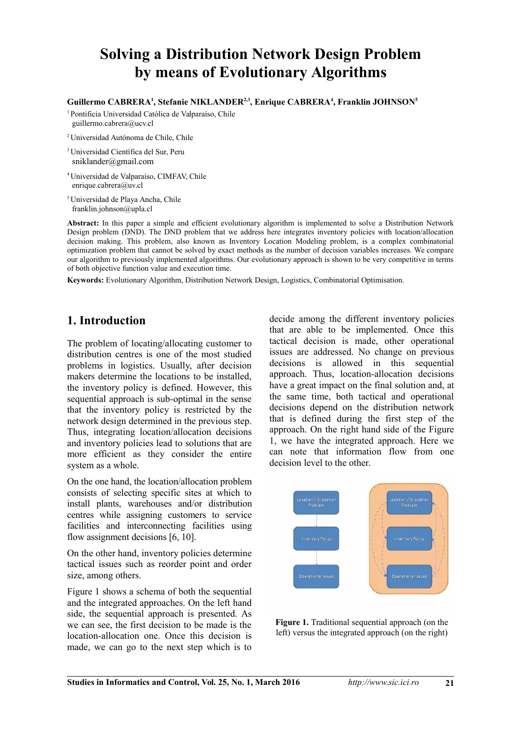# Solving a Distribution Network Design Problem by means of Evolutionary Algorithms

**Guillermo CABRERA[1], Stefanie NIKLANDER[2,3], Enrique CABRERA[4], Franklin JOHNSON[5]**

[1] Pontificia Universidad Católica de Valparaíso, Chile
guillermo.cabrera@ucv.cl

[2] Universidad Autónoma de Chile, Chile

[3] Universidad Científica del Sur, Peru
sniklander@gmail.com

[4] Universidad de Valparaíso, CIMFAV, Chile
enrique.cabrera@uv.cl

[5] Universidad de Playa Ancha, Chile
franklin.johnson@upla.cl

**Abstract:** In this paper a simple and efficient evolutionary algorithm is implemented to solve a Distribution Network Design problem (DND). The DND problem that we address here integrates inventory policies with location/allocation decision making. This problem, also known as Inventory Location Modeling problem, is a complex combinatorial optimization problem that cannot be solved by exact methods as the number of decision variables increases. We compare our algorithm to previously implemented algorithms. Our evolutionary approach is shown to be very competitive in terms of both objective function value and execution time.

**Keywords:** Evolutionary Algorithm, Distribution Network Design, Logistics, Combinatorial Optimisation.

## 1. Introduction

The problem of locating/allocating customer to distribution centres is one of the most studied problems in logistics. Usually, after decision makers determine the locations to be installed, the inventory policy is defined. However, this sequential approach is sub-optimal in the sense that the inventory policy is restricted by the network design determined in the previous step. Thus, integrating location/allocation decisions and inventory policies lead to solutions that are more efficient as they consider the entire system as a whole.

On the one hand, the location/allocation problem consists of selecting specific sites at which to install plants, warehouses and/or distribution centres while assigning customers to service facilities and interconnecting facilities using flow assignment decisions [6, 10].

On the other hand, inventory policies determine tactical issues such as reorder point and order size, among others.

Figure 1 shows a schema of both the sequential and the integrated approaches. On the left hand side, the sequential approach is presented. As we can see, the first decision to be made is the location-allocation one. Once this decision is made, we can go to the next step which is to decide among the different inventory policies that are able to be implemented. Once this tactical decision is made, other operational issues are addressed. No change on previous decisions is allowed in this sequential approach. Thus, location-allocation decisions have a great impact on the final solution and, at the same time, both tactical and operational decisions depend on the distribution network that is defined during the first step of the approach. On the right hand side of the Figure 1, we have the integrated approach. Here we can note that information flow from one decision level to the other.

**Figure 1.** Traditional sequential approach (on the left) versus the integrated approach (on the right)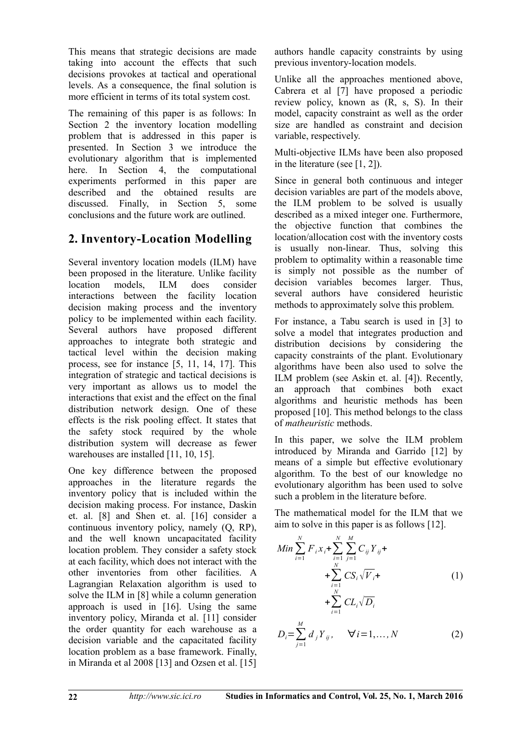This means that strategic decisions are made taking into account the effects that such decisions provokes at tactical and operational levels. As a consequence, the final solution is more efficient in terms of its total system cost.

The remaining of this paper is as follows: In Section 2 the inventory location modelling problem that is addressed in this paper is presented. In Section 3 we introduce the evolutionary algorithm that is implemented here. In Section 4, the computational experiments performed in this paper are described and the obtained results are discussed. Finally, in Section 5, some conclusions and the future work are outlined.

## 2. Inventory-Location Modelling

Several inventory location models (ILM) have been proposed in the literature. Unlike facility location models, ILM does consider interactions between the facility location decision making process and the inventory policy to be implemented within each facility. Several authors have proposed different approaches to integrate both strategic and tactical level within the decision making process, see for instance [5, 11, 14, 17]. This integration of strategic and tactical decisions is very important as allows us to model the interactions that exist and the effect on the final distribution network design. One of these effects is the risk pooling effect. It states that the safety stock required by the whole distribution system will decrease as fewer warehouses are installed [11, 10, 15].

One key difference between the proposed approaches in the literature regards the inventory policy that is included within the decision making process. For instance, Daskin et. al. [8] and Shen et. al. [16] consider a continuous inventory policy, namely (Q, RP), and the well known uncapacitated facility location problem. They consider a safety stock at each facility, which does not interact with the other inventories from other facilities. A Lagrangian Relaxation algorithm is used to solve the ILM in [8] while a column generation approach is used in [16]. Using the same inventory policy, Miranda et al. [11] consider the order quantity for each warehouse as a decision variable and the capacitated facility location problem as a base framework. Finally, in Miranda et al 2008 [13] and Ozsen et al. [15] authors handle capacity constraints by using previous inventory-location models.

Unlike all the approaches mentioned above, Cabrera et al [7] have proposed a periodic review policy, known as (R, s, S). In their model, capacity constraint as well as the order size are handled as constraint and decision variable, respectively.

Multi-objective ILMs have been also proposed in the literature (see [1, 2]).

Since in general both continuous and integer decision variables are part of the models above, the ILM problem to be solved is usually described as a mixed integer one. Furthermore, the objective function that combines the location/allocation cost with the inventory costs is usually non-linear. Thus, solving this problem to optimality within a reasonable time is simply not possible as the number of decision variables becomes larger. Thus, several authors have considered heuristic methods to approximately solve this problem.

For instance, a Tabu search is used in [3] to solve a model that integrates production and distribution decisions by considering the capacity constraints of the plant. Evolutionary algorithms have been also used to solve the ILM problem (see Askin et. al. [4]). Recently, an approach that combines both exact algorithms and heuristic methods has been proposed [10]. This method belongs to the class of *matheuristic* methods.

In this paper, we solve the ILM problem introduced by Miranda and Garrido [12] by means of a simple but effective evolutionary algorithm. To the best of our knowledge no evolutionary algorithm has been used to solve such a problem in the literature before.

The mathematical model for the ILM that we aim to solve in this paper is as follows [12].

$$Min \sum_{i=1}^{N} F_i x_i + \sum_{i=1}^{N} \sum_{j=1}^{M} C_{ij} Y_{ij} + \sum_{i=1}^{N} CS_i \sqrt{V_i} + \sum_{i=1}^{N} CL_i \sqrt{D_i} \tag{1}$$

$$D_i = \sum_{j=1}^{M} d_j Y_{ij}, \quad \forall i = 1, \ldots, N \tag{2}$$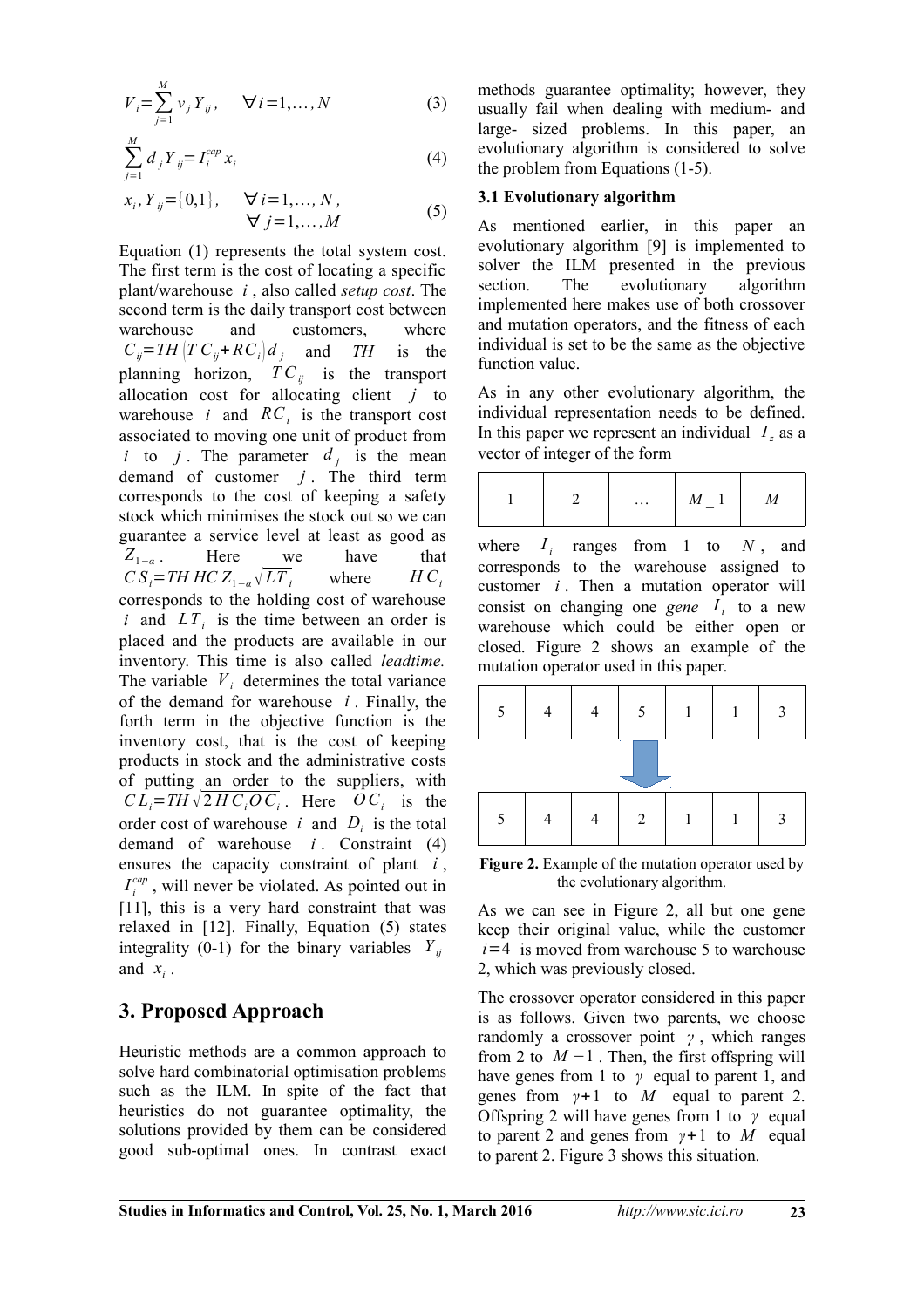$$V_i = \sum_{j=1}^{M} v_j Y_{ij}, \quad \forall i = 1, \ldots, N \tag{3}$$

$$\sum_{j=1}^{M} d_j Y_{ij} = I_i^{cap} x_i \tag{4}$$

$$x_i, Y_{ij} = \{0,1\}, \quad \forall i = 1, \ldots, N, \; \forall j = 1, \ldots, M \tag{5}$$

Equation (1) represents the total system cost. The first term is the cost of locating a specific plant/warehouse $i$, also called *setup cost*. The second term is the daily transport cost between warehouse and customers, where $C_{ij} = TH(TC_{ij} + RC_i) d_j$ and $TH$ is the planning horizon, $TC_{ij}$ is the transport allocation cost for allocating client $j$ to warehouse $i$ and $RC_i$ is the transport cost associated to moving one unit of product from $i$ to $j$. The parameter $d_j$ is the mean demand of customer $j$. The third term corresponds to the cost of keeping a safety stock which minimises the stock out so we can guarantee a service level at least as good as $Z_{1-\alpha}$. Here we have that $CS_i = TH\, HC\, Z_{1-\alpha} \sqrt{LT_i}$ where $HC_i$ corresponds to the holding cost of warehouse $i$ and $LT_i$ is the time between an order is placed and the products are available in our inventory. This time is also called *leadtime.* The variable $V_i$ determines the total variance of the demand for warehouse $i$. Finally, the forth term in the objective function is the inventory cost, that is the cost of keeping products in stock and the administrative costs of putting an order to the suppliers, with $CL_i = TH \sqrt{2 HC_i OC_i}$. Here $OC_i$ is the order cost of warehouse $i$ and $D_i$ is the total demand of warehouse $i$. Constraint (4) ensures the capacity constraint of plant $i$, $I_i^{cap}$, will never be violated. As pointed out in [11], this is a very hard constraint that was relaxed in [12]. Finally, Equation (5) states integrality (0-1) for the binary variables $Y_{ij}$ and $x_i$.

## 3. Proposed Approach

Heuristic methods are a common approach to solve hard combinatorial optimisation problems such as the ILM. In spite of the fact that heuristics do not guarantee optimality, the solutions provided by them can be considered good sub-optimal ones. In contrast exact methods guarantee optimality; however, they usually fail when dealing with medium- and large- sized problems. In this paper, an evolutionary algorithm is considered to solve the problem from Equations (1-5).

### 3.1 Evolutionary algorithm

As mentioned earlier, in this paper an evolutionary algorithm [9] is implemented to solver the ILM presented in the previous section. The evolutionary algorithm implemented here makes use of both crossover and mutation operators, and the fitness of each individual is set to be the same as the objective function value.

As in any other evolutionary algorithm, the individual representation needs to be defined. In this paper we represent an individual $I_z$ as a vector of integer of the form

| 1 | 2 | … | $M$ _ 1 | $M$ |
|---|---|---|---|---|

where $I_i$ ranges from 1 to $N$, and corresponds to the warehouse assigned to customer $i$. Then a mutation operator will consist on changing one *gene* $I_i$ to a new warehouse which could be either open or closed. Figure 2 shows an example of the mutation operator used in this paper.

| 5 | 4 | 4 | 5 | 1 | 1 | 3 |
|---|---|---|---|---|---|---|

↓

| 5 | 4 | 4 | 2 | 1 | 1 | 3 |
|---|---|---|---|---|---|---|

**Figure 2.** Example of the mutation operator used by the evolutionary algorithm.

As we can see in Figure 2, all but one gene keep their original value, while the customer $i = 4$ is moved from warehouse 5 to warehouse 2, which was previously closed.

The crossover operator considered in this paper is as follows. Given two parents, we choose randomly a crossover point $\gamma$, which ranges from 2 to $M - 1$. Then, the first offspring will have genes from 1 to $\gamma$ equal to parent 1, and genes from $\gamma + 1$ to $M$ equal to parent 2. Offspring 2 will have genes from 1 to $\gamma$ equal to parent 2 and genes from $\gamma + 1$ to $M$ equal to parent 2. Figure 3 shows this situation.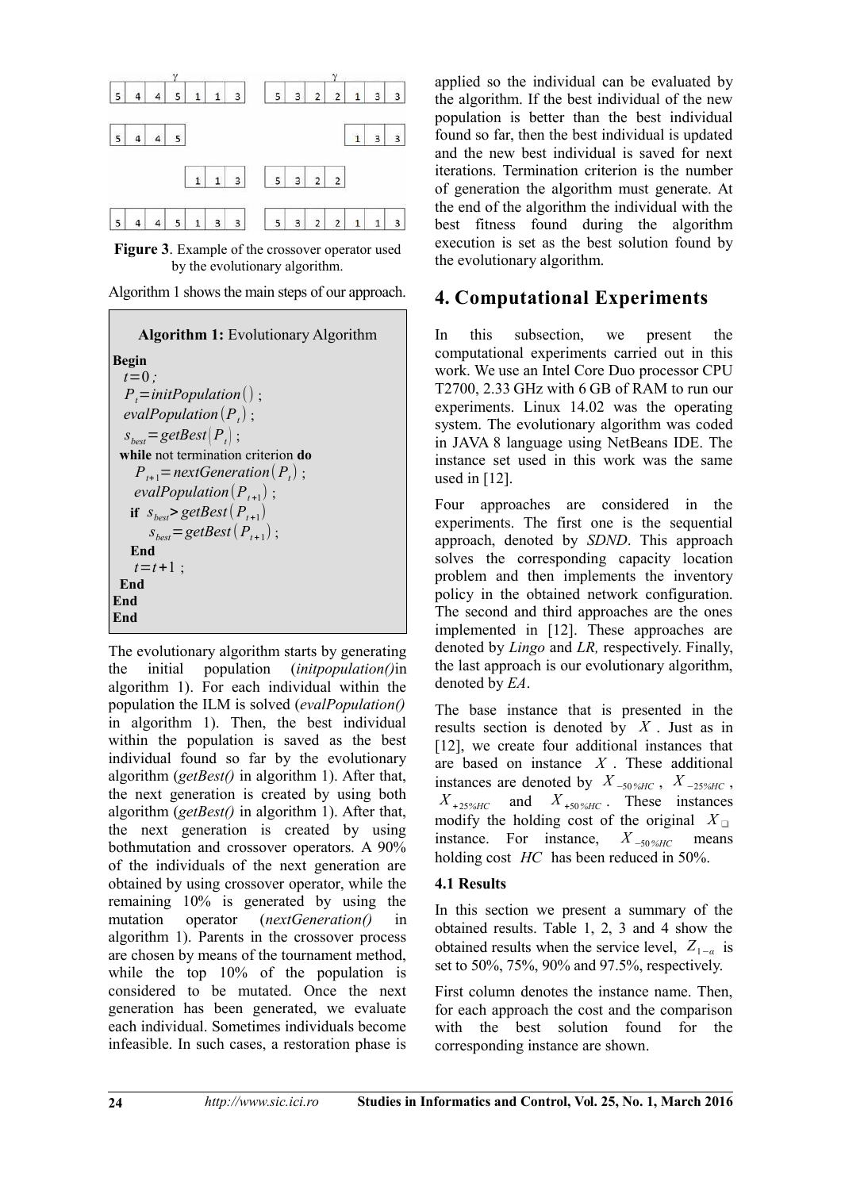Figure 3 is a diagram made of number boxes, but no image was detected on this page, so its box contents are reproduced as text below:

| 5 | 4 | 4 | 5 | 1 | 1 | 3 |
|---|---|---|---|---|---|---|

| 5 | 3 | 2 | 2 | 1 | 3 | 3 |
|---|---|---|---|---|---|---|

(γ marks the crossover point in each parent.)

5 4 4 5 &nbsp;&nbsp;&nbsp;&nbsp;&nbsp;&nbsp; 1 3 3

1 1 3 &nbsp;&nbsp;&nbsp;&nbsp;&nbsp;&nbsp; 5 3 2 2

| 5 | 4 | 4 | 5 | 1 | 3 | 3 |
|---|---|---|---|---|---|---|

| 5 | 3 | 2 | 2 | 1 | 1 | 3 |
|---|---|---|---|---|---|---|

**Figure 3**. Example of the crossover operator used by the evolutionary algorithm.

Algorithm 1 shows the main steps of our approach.

**Algorithm 1:** Evolutionary Algorithm

```
Begin
  t = 0 ;
  P_t = initPopulation() ;
  evalPopulation(P_t) ;
  s_best = getBest(P_t) ;
  while not termination criterion do
    P_{t+1} = nextGeneration(P_t) ;
    evalPopulation(P_{t+1}) ;
    if s_best > getBest(P_{t+1})
       s_best = getBest(P_{t+1}) ;
    End
    t = t + 1 ;
  End
End
End
```

The evolutionary algorithm starts by generating the initial population (*initpopulation()*in algorithm 1). For each individual within the population the ILM is solved (*evalPopulation()* in algorithm 1). Then, the best individual within the population is saved as the best individual found so far by the evolutionary algorithm (*getBest()* in algorithm 1). After that, the next generation is created by using both algorithm (*getBest()* in algorithm 1). After that, the next generation is created by using bothmutation and crossover operators. A 90% of the individuals of the next generation are obtained by using crossover operator, while the remaining 10% is generated by using the mutation operator (*nextGeneration()* in algorithm 1). Parents in the crossover process are chosen by means of the tournament method, while the top 10% of the population is considered to be mutated. Once the next generation has been generated, we evaluate each individual. Sometimes individuals become infeasible. In such cases, a restoration phase is applied so the individual can be evaluated by the algorithm. If the best individual of the new population is better than the best individual found so far, then the best individual is updated and the new best individual is saved for next iterations. Termination criterion is the number of generation the algorithm must generate. At the end of the algorithm the individual with the best fitness found during the algorithm execution is set as the best solution found by the evolutionary algorithm.

# 4. Computational Experiments

In this subsection, we present the computational experiments carried out in this work. We use an Intel Core Duo processor CPU T2700, 2.33 GHz with 6 GB of RAM to run our experiments. Linux 14.02 was the operating system. The evolutionary algorithm was coded in JAVA 8 language using NetBeans IDE. The instance set used in this work was the same used in [12].

Four approaches are considered in the experiments. The first one is the sequential approach, denoted by *SDND*. This approach solves the corresponding capacity location problem and then implements the inventory policy in the obtained network configuration. The second and third approaches are the ones implemented in [12]. These approaches are denoted by *Lingo* and *LR,* respectively. Finally, the last approach is our evolutionary algorithm, denoted by *EA*.

The base instance that is presented in the results section is denoted by $X$. Just as in [12], we create four additional instances that are based on instance $X$. These additional instances are denoted by $X_{-50\%HC}$, $X_{-25\%HC}$, $X_{+25\%HC}$ and $X_{+50\%HC}$. These instances modify the holding cost of the original $X$ instance. For instance, $X_{-50\%HC}$ means holding cost $HC$ has been reduced in 50%.

## 4.1 Results

In this section we present a summary of the obtained results. Table 1, 2, 3 and 4 show the obtained results when the service level, $Z_{1-\alpha}$ is set to 50%, 75%, 90% and 97.5%, respectively.

First column denotes the instance name. Then, for each approach the cost and the comparison with the best solution found for the corresponding instance are shown.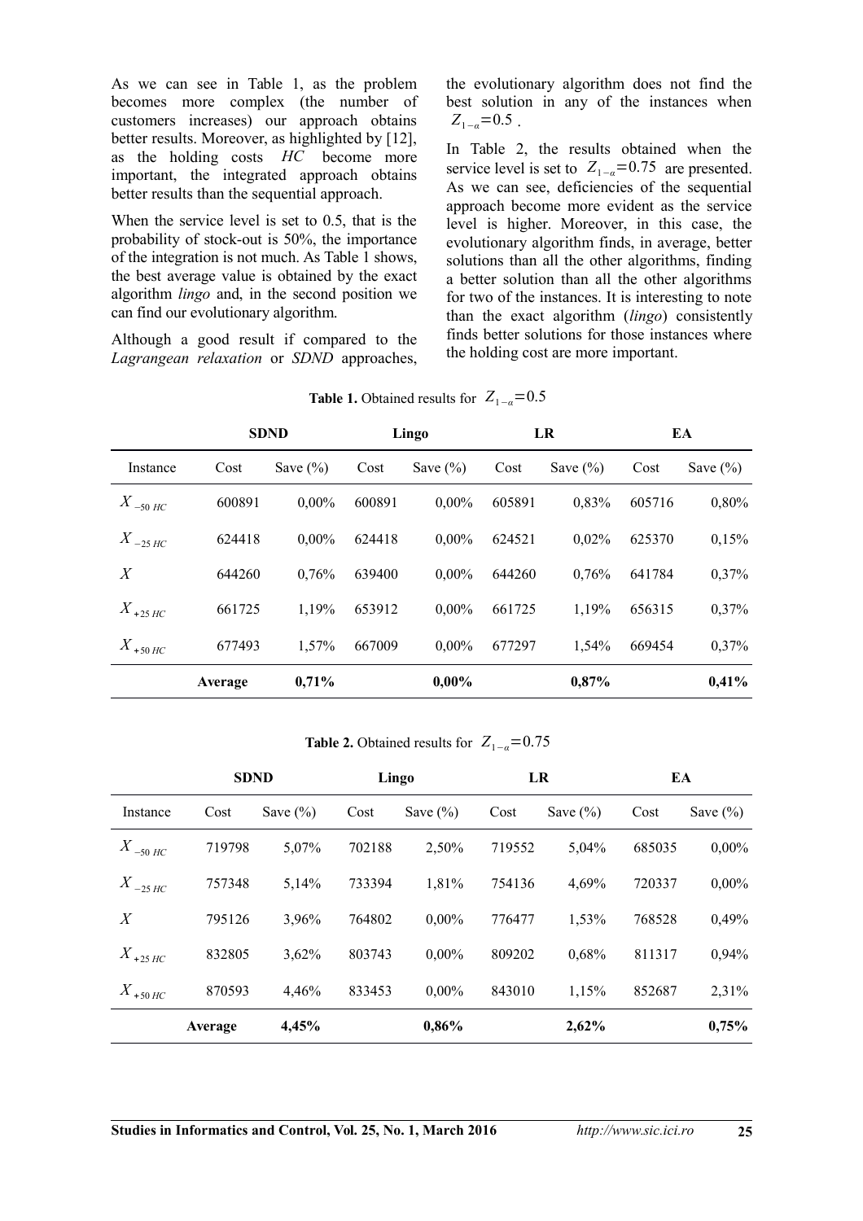As we can see in Table 1, as the problem becomes more complex (the number of customers increases) our approach obtains better results. Moreover, as highlighted by [12], as the holding costs $HC$ become more important, the integrated approach obtains better results than the sequential approach.

When the service level is set to 0.5, that is the probability of stock-out is 50%, the importance of the integration is not much. As Table 1 shows, the best average value is obtained by the exact algorithm *lingo* and, in the second position we can find our evolutionary algorithm.

Although a good result if compared to the *Lagrangean relaxation* or *SDND* approaches, the evolutionary algorithm does not find the best solution in any of the instances when $Z_{1-\alpha}=0.5$ .

In Table 2, the results obtained when the service level is set to $Z_{1-\alpha}=0.75$ are presented. As we can see, deficiencies of the sequential approach become more evident as the service level is higher. Moreover, in this case, the evolutionary algorithm finds, in average, better solutions than all the other algorithms, finding a better solution than all the other algorithms for two of the instances. It is interesting to note than the exact algorithm (*lingo*) consistently finds better solutions for those instances where the holding cost are more important.

**Table 1.** Obtained results for $Z_{1-\alpha}=0.5$

| | **SDND** | | **Lingo** | | **LR** | | **EA** | |
|---|---|---|---|---|---|---|---|---|
| Instance | Cost | Save (%) | Cost | Save (%) | Cost | Save (%) | Cost | Save (%) |
| $X_{-50\ HC}$ | 600891 | 0,00% | 600891 | 0,00% | 605891 | 0,83% | 605716 | 0,80% |
| $X_{-25\ HC}$ | 624418 | 0,00% | 624418 | 0,00% | 624521 | 0,02% | 625370 | 0,15% |
| $X$ | 644260 | 0,76% | 639400 | 0,00% | 644260 | 0,76% | 641784 | 0,37% |
| $X_{+25\ HC}$ | 661725 | 1,19% | 653912 | 0,00% | 661725 | 1,19% | 656315 | 0,37% |
| $X_{+50\ HC}$ | 677493 | 1,57% | 667009 | 0,00% | 677297 | 1,54% | 669454 | 0,37% |
| | **Average** | **0,71%** | | **0,00%** | | **0,87%** | | **0,41%** |

**Table 2.** Obtained results for $Z_{1-\alpha}=0.75$

| | **SDND** | | **Lingo** | | **LR** | | **EA** | |
|---|---|---|---|---|---|---|---|---|
| Instance | Cost | Save (%) | Cost | Save (%) | Cost | Save (%) | Cost | Save (%) |
| $X_{-50\ HC}$ | 719798 | 5,07% | 702188 | 2,50% | 719552 | 5,04% | 685035 | 0,00% |
| $X_{-25\ HC}$ | 757348 | 5,14% | 733394 | 1,81% | 754136 | 4,69% | 720337 | 0,00% |
| $X$ | 795126 | 3,96% | 764802 | 0,00% | 776477 | 1,53% | 768528 | 0,49% |
| $X_{+25\ HC}$ | 832805 | 3,62% | 803743 | 0,00% | 809202 | 0,68% | 811317 | 0,94% |
| $X_{+50\ HC}$ | 870593 | 4,46% | 833453 | 0,00% | 843010 | 1,15% | 852687 | 2,31% |
| | **Average** | **4,45%** | | **0,86%** | | **2,62%** | | **0,75%** |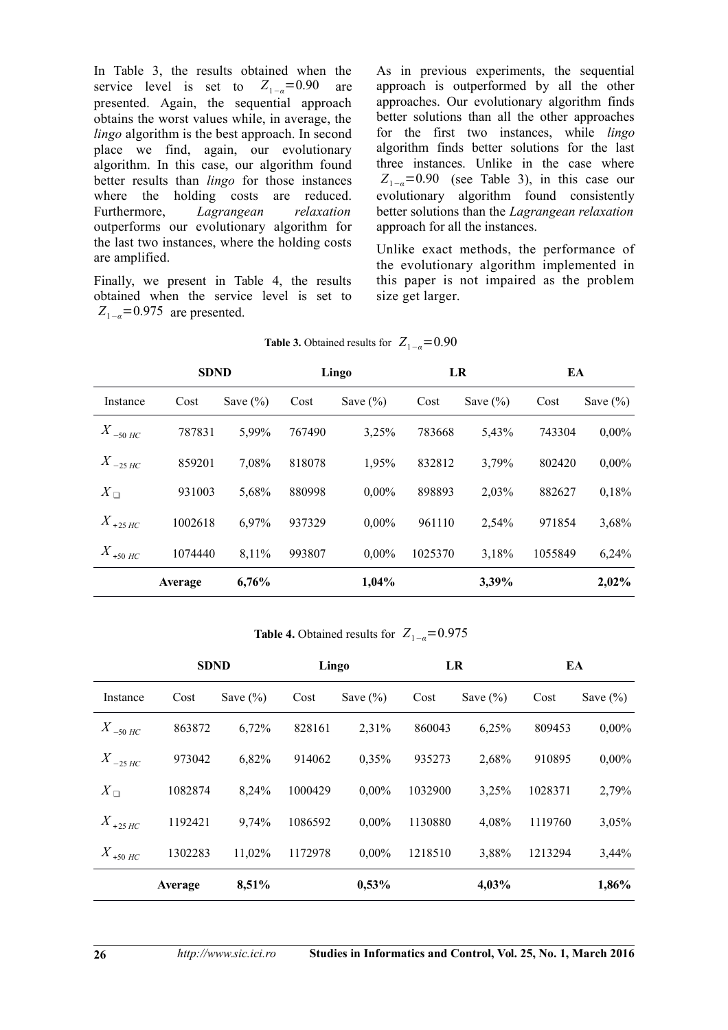In Table 3, the results obtained when the service level is set to $Z_{1-\alpha}=0.90$ are presented. Again, the sequential approach obtains the worst values while, in average, the *lingo* algorithm is the best approach. In second place we find, again, our evolutionary algorithm. In this case, our algorithm found better results than *lingo* for those instances where the holding costs are reduced. Furthermore, *Lagrangean relaxation* outperforms our evolutionary algorithm for the last two instances, where the holding costs are amplified.

Finally, we present in Table 4, the results obtained when the service level is set to $Z_{1-\alpha}=0.975$ are presented.

As in previous experiments, the sequential approach is outperformed by all the other approaches. Our evolutionary algorithm finds better solutions than all the other approaches for the first two instances, while *lingo* algorithm finds better solutions for the last three instances. Unlike in the case where $Z_{1-\alpha}=0.90$ (see Table 3), in this case our evolutionary algorithm found consistently better solutions than the *Lagrangean relaxation* approach for all the instances.

Unlike exact methods, the performance of the evolutionary algorithm implemented in this paper is not impaired as the problem size get larger.

**Table 3.** Obtained results for $Z_{1-\alpha}=0.90$

| | **SDND** | | **Lingo** | | **LR** | | **EA** | |
|---|---|---|---|---|---|---|---|---|
| Instance | Cost | Save (%) | Cost | Save (%) | Cost | Save (%) | Cost | Save (%) |
| $X_{-50\,HC}$ | 787831 | 5,99% | 767490 | 3,25% | 783668 | 5,43% | 743304 | 0,00% |
| $X_{-25\,HC}$ | 859201 | 7,08% | 818078 | 1,95% | 832812 | 3,79% | 802420 | 0,00% |
| $X_{\square}$ | 931003 | 5,68% | 880998 | 0,00% | 898893 | 2,03% | 882627 | 0,18% |
| $X_{+25\,HC}$ | 1002618 | 6,97% | 937329 | 0,00% | 961110 | 2,54% | 971854 | 3,68% |
| $X_{+50\,HC}$ | 1074440 | 8,11% | 993807 | 0,00% | 1025370 | 3,18% | 1055849 | 6,24% |
| | **Average** | **6,76%** | | **1,04%** | | **3,39%** | | **2,02%** |

**Table 4.** Obtained results for $Z_{1-\alpha}=0.975$

| | **SDND** | | **Lingo** | | **LR** | | **EA** | |
|---|---|---|---|---|---|---|---|---|
| Instance | Cost | Save (%) | Cost | Save (%) | Cost | Save (%) | Cost | Save (%) |
| $X_{-50\,HC}$ | 863872 | 6,72% | 828161 | 2,31% | 860043 | 6,25% | 809453 | 0,00% |
| $X_{-25\,HC}$ | 973042 | 6,82% | 914062 | 0,35% | 935273 | 2,68% | 910895 | 0,00% |
| $X_{\square}$ | 1082874 | 8,24% | 1000429 | 0,00% | 1032900 | 3,25% | 1028371 | 2,79% |
| $X_{+25\,HC}$ | 1192421 | 9,74% | 1086592 | 0,00% | 1130880 | 4,08% | 1119760 | 3,05% |
| $X_{+50\,HC}$ | 1302283 | 11,02% | 1172978 | 0,00% | 1218510 | 3,88% | 1213294 | 3,44% |
| | **Average** | **8,51%** | | **0,53%** | | **4,03%** | | **1,86%** |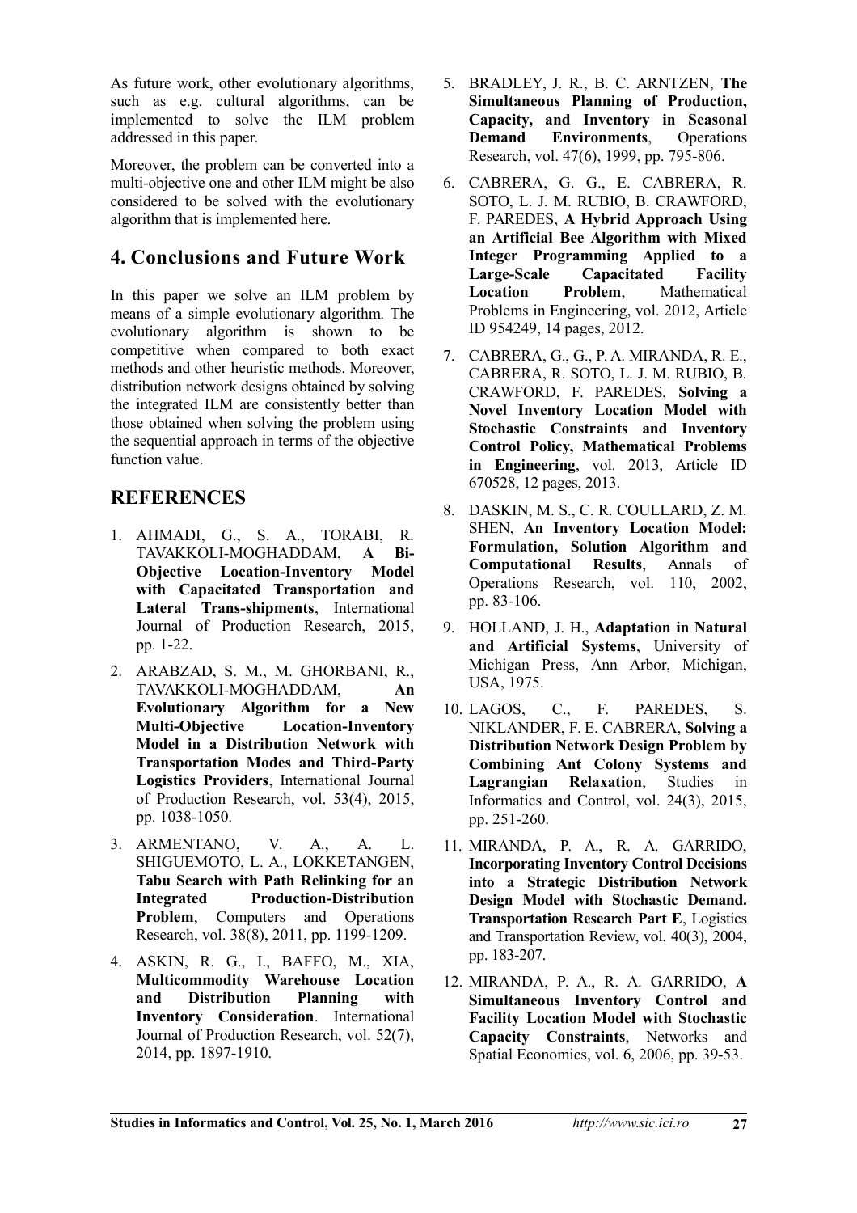As future work, other evolutionary algorithms, such as e.g. cultural algorithms, can be implemented to solve the ILM problem addressed in this paper.

Moreover, the problem can be converted into a multi-objective one and other ILM might be also considered to be solved with the evolutionary algorithm that is implemented here.

## 4. Conclusions and Future Work

In this paper we solve an ILM problem by means of a simple evolutionary algorithm. The evolutionary algorithm is shown to be competitive when compared to both exact methods and other heuristic methods. Moreover, distribution network designs obtained by solving the integrated ILM are consistently better than those obtained when solving the problem using the sequential approach in terms of the objective function value.

## REFERENCES

1. AHMADI, G., S. A., TORABI, R. TAVAKKOLI-MOGHADDAM, **A Bi-Objective Location-Inventory Model with Capacitated Transportation and Lateral Trans-shipments**, International Journal of Production Research, 2015, pp. 1-22.
2. ARABZAD, S. M., M. GHORBANI, R., TAVAKKOLI-MOGHADDAM, **An Evolutionary Algorithm for a New Multi-Objective Location-Inventory Model in a Distribution Network with Transportation Modes and Third-Party Logistics Providers**, International Journal of Production Research, vol. 53(4), 2015, pp. 1038-1050.
3. ARMENTANO, V. A., A. L. SHIGUEMOTO, L. A., LOKKETANGEN, **Tabu Search with Path Relinking for an Integrated Production-Distribution Problem**, Computers and Operations Research, vol. 38(8), 2011, pp. 1199-1209.
4. ASKIN, R. G., I., BAFFO, M., XIA, **Multicommodity Warehouse Location and Distribution Planning with Inventory Consideration**. International Journal of Production Research, vol. 52(7), 2014, pp. 1897-1910.
5. BRADLEY, J. R., B. C. ARNTZEN, **The Simultaneous Planning of Production, Capacity, and Inventory in Seasonal Demand Environments**, Operations Research, vol. 47(6), 1999, pp. 795-806.
6. CABRERA, G. G., E. CABRERA, R. SOTO, L. J. M. RUBIO, B. CRAWFORD, F. PAREDES, **A Hybrid Approach Using an Artificial Bee Algorithm with Mixed Integer Programming Applied to a Large-Scale Capacitated Facility Location Problem**, Mathematical Problems in Engineering, vol. 2012, Article ID 954249, 14 pages, 2012.
7. CABRERA, G., G., P. A. MIRANDA, R. E., CABRERA, R. SOTO, L. J. M. RUBIO, B. CRAWFORD, F. PAREDES, **Solving a Novel Inventory Location Model with Stochastic Constraints and Inventory Control Policy, Mathematical Problems in Engineering**, vol. 2013, Article ID 670528, 12 pages, 2013.
8. DASKIN, M. S., C. R. COULLARD, Z. M. SHEN, **An Inventory Location Model: Formulation, Solution Algorithm and Computational Results**, Annals of Operations Research, vol. 110, 2002, pp. 83-106.
9. HOLLAND, J. H., **Adaptation in Natural and Artificial Systems**, University of Michigan Press, Ann Arbor, Michigan, USA, 1975.
10. LAGOS, C., F. PAREDES, S. NIKLANDER, F. E. CABRERA, **Solving a Distribution Network Design Problem by Combining Ant Colony Systems and Lagrangian Relaxation**, Studies in Informatics and Control, vol. 24(3), 2015, pp. 251-260.
11. MIRANDA, P. A., R. A. GARRIDO, **Incorporating Inventory Control Decisions into a Strategic Distribution Network Design Model with Stochastic Demand. Transportation Research Part E**, Logistics and Transportation Review, vol. 40(3), 2004, pp. 183-207.
12. MIRANDA, P. A., R. A. GARRIDO, **A Simultaneous Inventory Control and Facility Location Model with Stochastic Capacity Constraints**, Networks and Spatial Economics, vol. 6, 2006, pp. 39-53.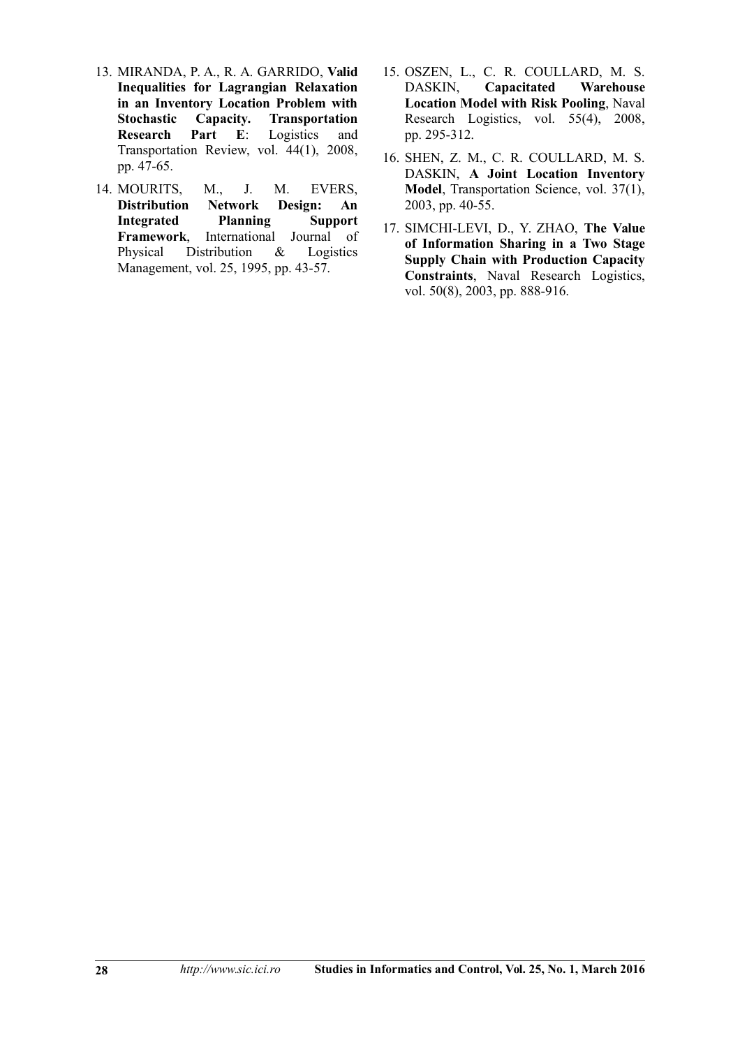13. MIRANDA, P. A., R. A. GARRIDO, **Valid Inequalities for Lagrangian Relaxation in an Inventory Location Problem with Stochastic Capacity. Transportation Research Part E**: Logistics and Transportation Review, vol. 44(1), 2008, pp. 47-65.
14. MOURITS, M., J. M. EVERS, **Distribution Network Design: An Integrated Planning Support Framework**, International Journal of Physical Distribution & Logistics Management, vol. 25, 1995, pp. 43-57.
15. OSZEN, L., C. R. COULLARD, M. S. DASKIN, **Capacitated Warehouse Location Model with Risk Pooling**, Naval Research Logistics, vol. 55(4), 2008, pp. 295-312.
16. SHEN, Z. M., C. R. COULLARD, M. S. DASKIN, **A Joint Location Inventory Model**, Transportation Science, vol. 37(1), 2003, pp. 40-55.
17. SIMCHI-LEVI, D., Y. ZHAO, **The Value of Information Sharing in a Two Stage Supply Chain with Production Capacity Constraints**, Naval Research Logistics, vol. 50(8), 2003, pp. 888-916.